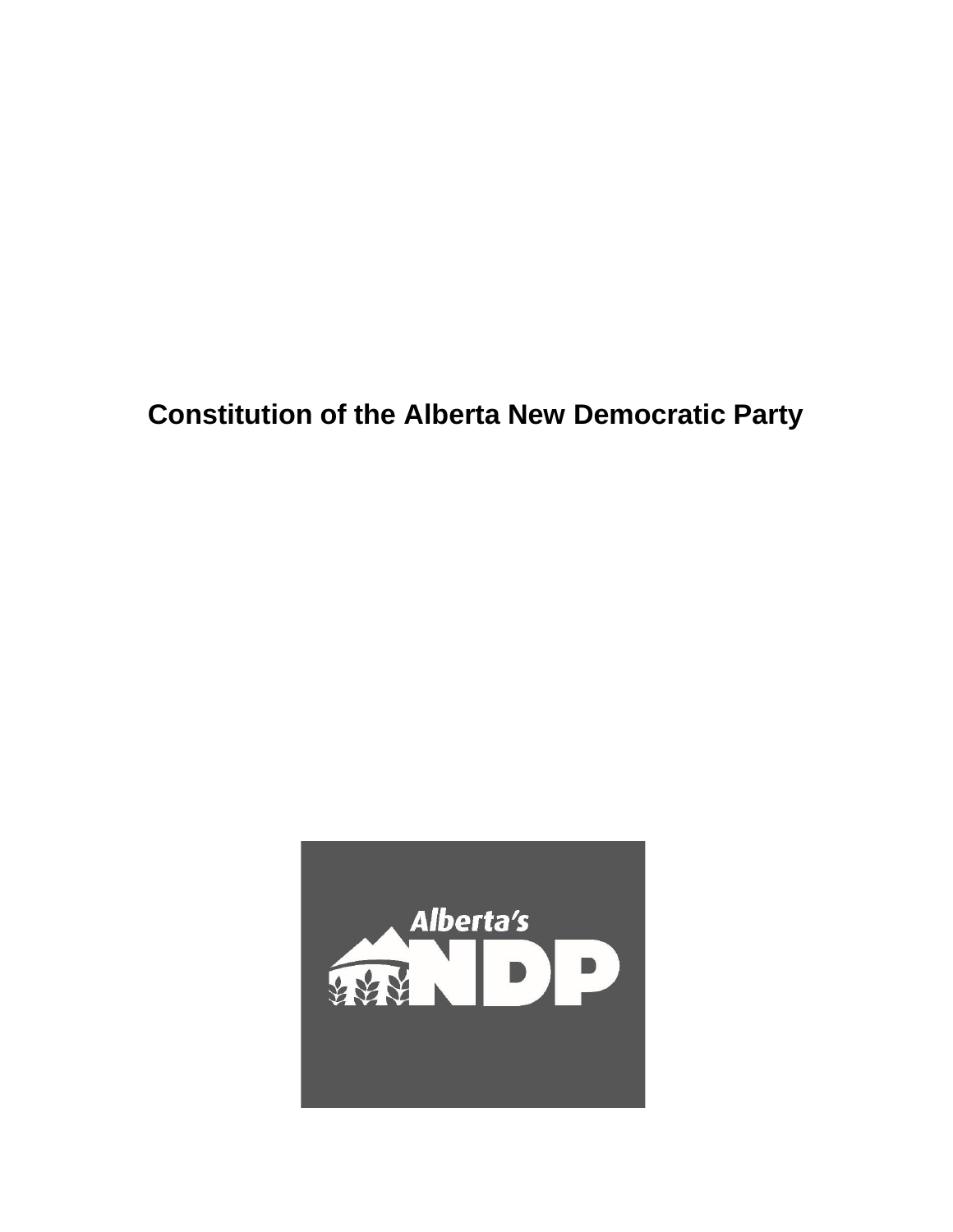# Constitution of the Alberta New Democratic Party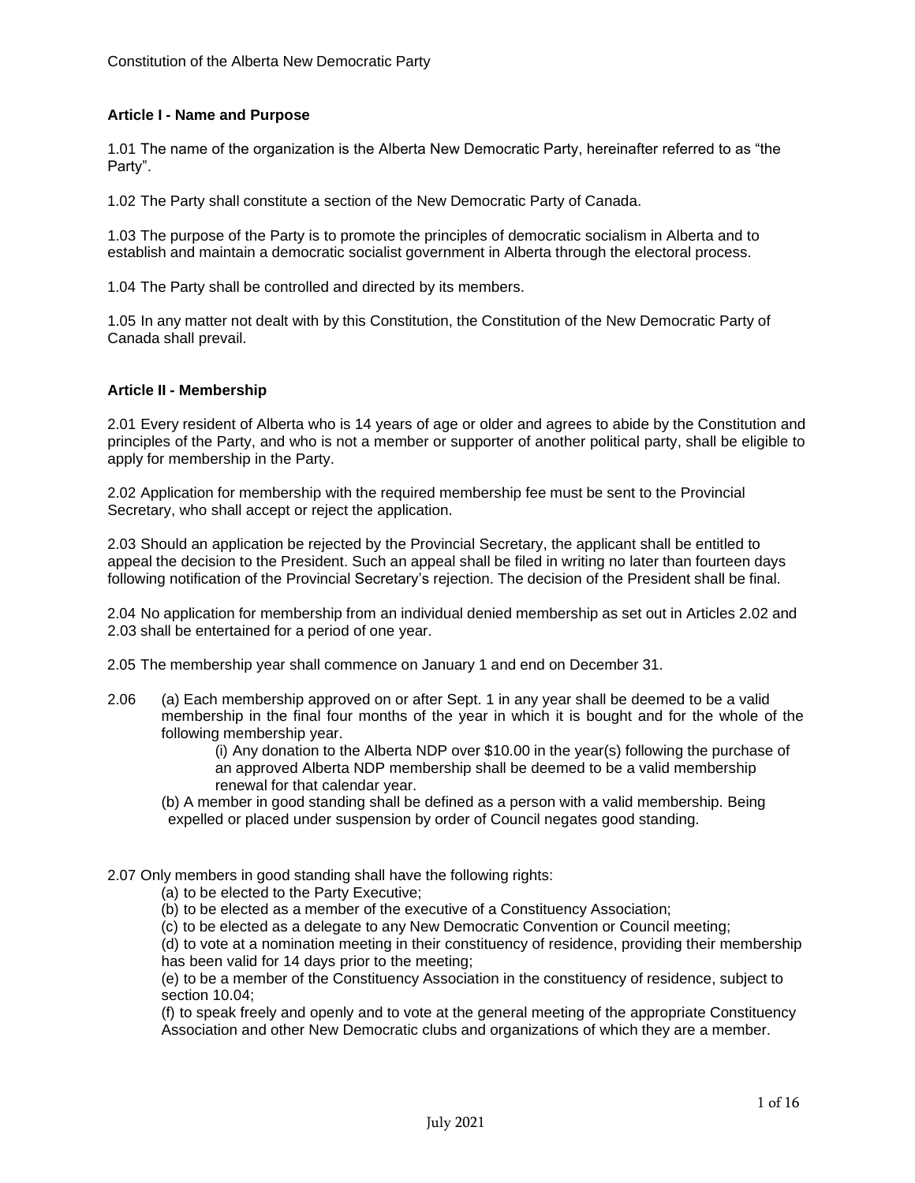**Article I - Name and Purpose**

1.01 The name of the organization is the Alberta New Democratic Party, hereinafter referred to as "the Party".

1.02 The Party shall constitute a section of the New Democratic Party of Canada.

1.03 The purpose of the Party is to promote the principles of democratic socialism in Alberta and to establish and maintain a democratic socialist government in Alberta through the electoral process.

1.04 The Party shall be controlled and directed by its members.

1.05 In any matter not dealt with by this Constitution, the Constitution of the New Democratic Party of Canada shall prevail.

**Article II - Membership**

2.01 Every resident of Alberta who is 14 years of age or older and agrees to abide by the Constitution and principles of the Party, and who is not a member or supporter of another political party, shall be eligible to apply for membership in the Party.

2.02 Application for membership with the required membership fee must be sent to the Provincial Secretary, who shall accept or reject the application.

2.03 Should an application be rejected by the Provincial Secretary, the applicant shall be entitled to appeal the decision to the President. Such an appeal shall be filed in writing no later than fourteen days following notification of the Provincial Secretary's rejection. The decision of the President shall be final.

2.04 No application for membership from an individual denied membership as set out in Articles 2.02 and 2.03 shall be entertained for a period of one year.

2.05 The membership year shall commence on January 1 and end on December 31.

2.06 (a) Each membership approved on or after Sept. 1 in any year shall be deemed to be a valid membership in the final four months of the year in which it is bought and for the whole of the following membership year.

(i) Any donation to the Alberta NDP over $10.00 in the year(s) following the purchase of an approved Alberta NDP membership shall be deemed to be a valid membership renewal for that calendar year.

(b) A member in good standing shall be defined as a person with a valid membership. Being expelled or placed under suspension by order of Council negates good standing.

2.07 Only members in good standing shall have the following rights:

(a) to be elected to the Party Executive;

(b) to be elected as a member of the executive of a Constituency Association;

(c) to be elected as a delegate to any New Democratic Convention or Council meeting;

(d) to vote at a nomination meeting in their constituency of residence, providing their membership has been valid for 14 days prior to the meeting;

(e) to be a member of the Constituency Association in the constituency of residence, subject to section 10.04;

(f) to speak freely and openly and to vote at the general meeting of the appropriate Constituency Association and other New Democratic clubs and organizations of which they are a member.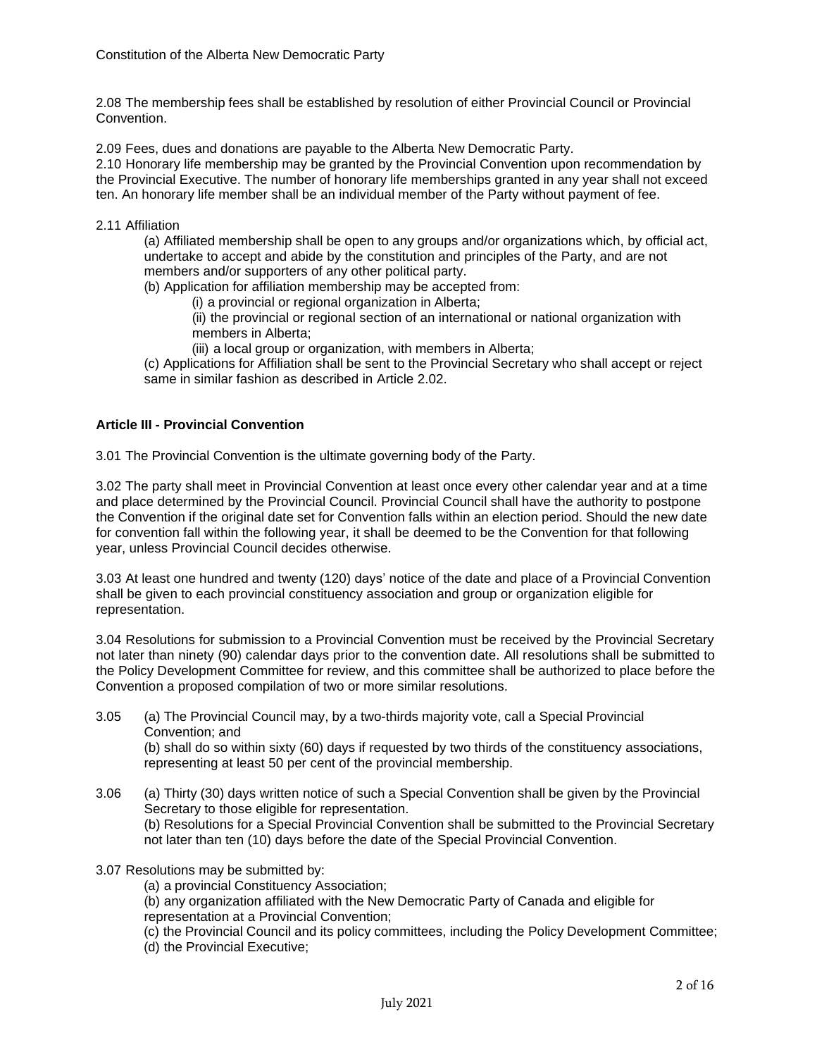2.08 The membership fees shall be established by resolution of either Provincial Council or Provincial Convention.

2.09 Fees, dues and donations are payable to the Alberta New Democratic Party.

2.10 Honorary life membership may be granted by the Provincial Convention upon recommendation by the Provincial Executive. The number of honorary life memberships granted in any year shall not exceed ten. An honorary life member shall be an individual member of the Party without payment of fee.

2.11 Affiliation

(a) Affiliated membership shall be open to any groups and/or organizations which, by official act, undertake to accept and abide by the constitution and principles of the Party, and are not members and/or supporters of any other political party.

(b) Application for affiliation membership may be accepted from:

(i) a provincial or regional organization in Alberta;

(ii) the provincial or regional section of an international or national organization with members in Alberta;

(iii) a local group or organization, with members in Alberta;

(c) Applications for Affiliation shall be sent to the Provincial Secretary who shall accept or reject same in similar fashion as described in Article 2.02.

**Article III - Provincial Convention**

3.01 The Provincial Convention is the ultimate governing body of the Party.

3.02 The party shall meet in Provincial Convention at least once every other calendar year and at a time and place determined by the Provincial Council. Provincial Council shall have the authority to postpone the Convention if the original date set for Convention falls within an election period. Should the new date for convention fall within the following year, it shall be deemed to be the Convention for that following year, unless Provincial Council decides otherwise.

3.03 At least one hundred and twenty (120) days' notice of the date and place of a Provincial Convention shall be given to each provincial constituency association and group or organization eligible for representation.

3.04 Resolutions for submission to a Provincial Convention must be received by the Provincial Secretary not later than ninety (90) calendar days prior to the convention date. All resolutions shall be submitted to the Policy Development Committee for review, and this committee shall be authorized to place before the Convention a proposed compilation of two or more similar resolutions.

3.05 (a) The Provincial Council may, by a two-thirds majority vote, call a Special Provincial Convention; and

(b) shall do so within sixty (60) days if requested by two thirds of the constituency associations, representing at least 50 per cent of the provincial membership.

3.06 (a) Thirty (30) days written notice of such a Special Convention shall be given by the Provincial Secretary to those eligible for representation.

(b) Resolutions for a Special Provincial Convention shall be submitted to the Provincial Secretary not later than ten (10) days before the date of the Special Provincial Convention.

3.07 Resolutions may be submitted by:

(a) a provincial Constituency Association;

(b) any organization affiliated with the New Democratic Party of Canada and eligible for representation at a Provincial Convention;

(c) the Provincial Council and its policy committees, including the Policy Development Committee;

(d) the Provincial Executive;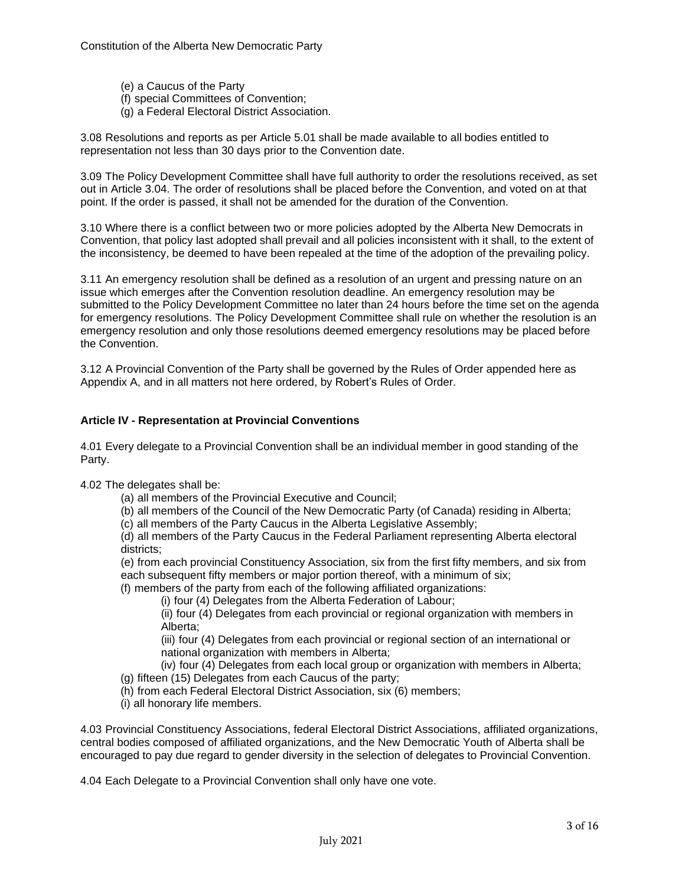(e) a Caucus of the Party  
(f) special Committees of Convention;  
(g) a Federal Electoral District Association.

3.08 Resolutions and reports as per Article 5.01 shall be made available to all bodies entitled to representation not less than 30 days prior to the Convention date.

3.09 The Policy Development Committee shall have full authority to order the resolutions received, as set out in Article 3.04. The order of resolutions shall be placed before the Convention, and voted on at that point. If the order is passed, it shall not be amended for the duration of the Convention.

3.10 Where there is a conflict between two or more policies adopted by the Alberta New Democrats in Convention, that policy last adopted shall prevail and all policies inconsistent with it shall, to the extent of the inconsistency, be deemed to have been repealed at the time of the adoption of the prevailing policy.

3.11 An emergency resolution shall be defined as a resolution of an urgent and pressing nature on an issue which emerges after the Convention resolution deadline. An emergency resolution may be submitted to the Policy Development Committee no later than 24 hours before the time set on the agenda for emergency resolutions. The Policy Development Committee shall rule on whether the resolution is an emergency resolution and only those resolutions deemed emergency resolutions may be placed before the Convention.

3.12 A Provincial Convention of the Party shall be governed by the Rules of Order appended here as Appendix A, and in all matters not here ordered, by Robert's Rules of Order.

### Article IV - Representation at Provincial Conventions

4.01 Every delegate to a Provincial Convention shall be an individual member in good standing of the Party.

4.02 The delegates shall be:

- (a) all members of the Provincial Executive and Council;
- (b) all members of the Council of the New Democratic Party (of Canada) residing in Alberta;
- (c) all members of the Party Caucus in the Alberta Legislative Assembly;
- (d) all members of the Party Caucus in the Federal Parliament representing Alberta electoral districts;
- (e) from each provincial Constituency Association, six from the first fifty members, and six from each subsequent fifty members or major portion thereof, with a minimum of six;
- (f) members of the party from each of the following affiliated organizations:
  - (i) four (4) Delegates from the Alberta Federation of Labour;
  - (ii) four (4) Delegates from each provincial or regional organization with members in Alberta;
  - (iii) four (4) Delegates from each provincial or regional section of an international or national organization with members in Alberta;
  - (iv) four (4) Delegates from each local group or organization with members in Alberta;
- (g) fifteen (15) Delegates from each Caucus of the party;
- (h) from each Federal Electoral District Association, six (6) members;
- (i) all honorary life members.

4.03 Provincial Constituency Associations, federal Electoral District Associations, affiliated organizations, central bodies composed of affiliated organizations, and the New Democratic Youth of Alberta shall be encouraged to pay due regard to gender diversity in the selection of delegates to Provincial Convention.

4.04 Each Delegate to a Provincial Convention shall only have one vote.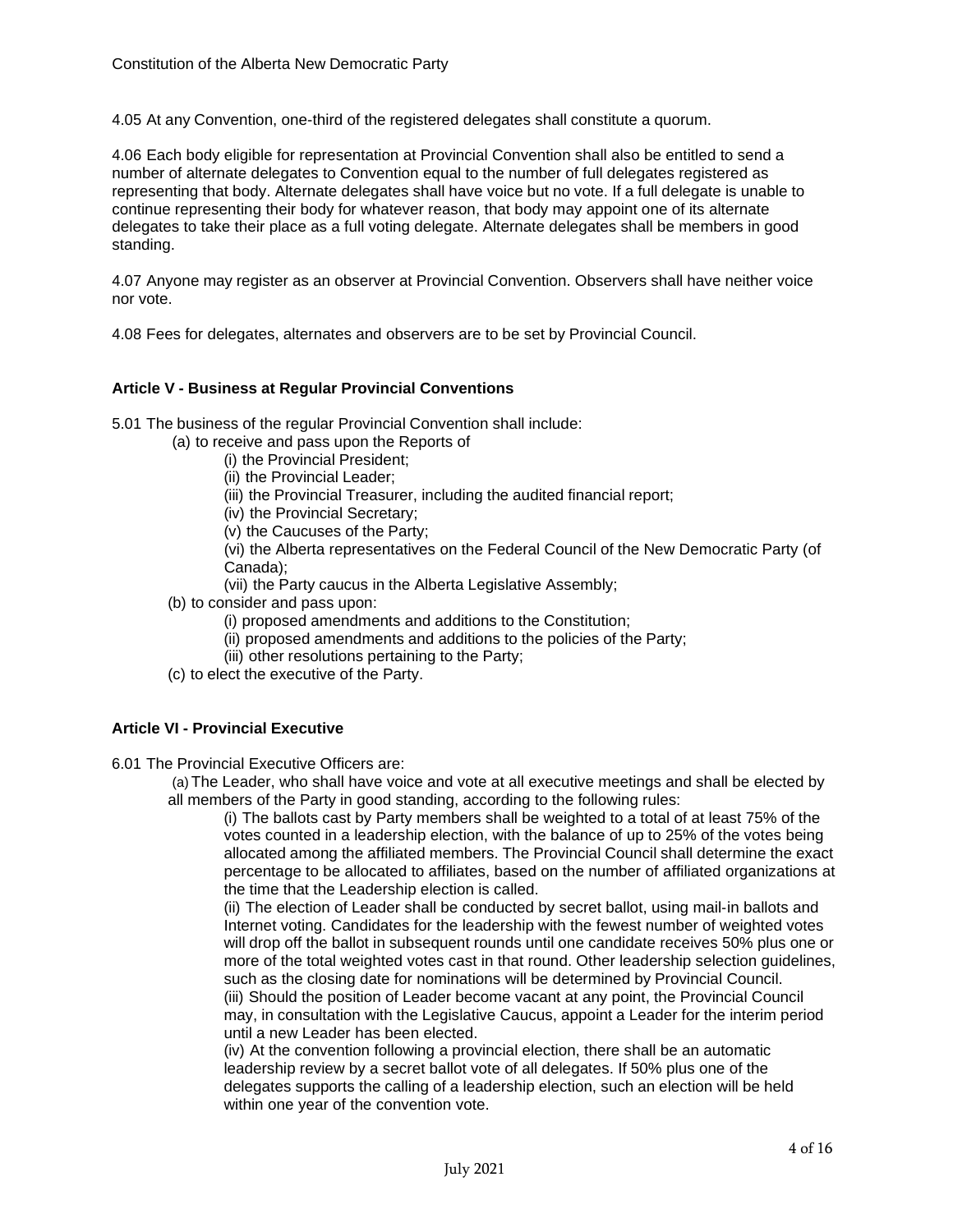4.05 At any Convention, one-third of the registered delegates shall constitute a quorum.

4.06 Each body eligible for representation at Provincial Convention shall also be entitled to send a number of alternate delegates to Convention equal to the number of full delegates registered as representing that body. Alternate delegates shall have voice but no vote. If a full delegate is unable to continue representing their body for whatever reason, that body may appoint one of its alternate delegates to take their place as a full voting delegate. Alternate delegates shall be members in good standing.

4.07 Anyone may register as an observer at Provincial Convention. Observers shall have neither voice nor vote.

4.08 Fees for delegates, alternates and observers are to be set by Provincial Council.

### Article V - Business at Regular Provincial Conventions

5.01 The business of the regular Provincial Convention shall include:

- (a) to receive and pass upon the Reports of
  - (i) the Provincial President;
  - (ii) the Provincial Leader;
  - (iii) the Provincial Treasurer, including the audited financial report;
  - (iv) the Provincial Secretary;
  - (v) the Caucuses of the Party;
  - (vi) the Alberta representatives on the Federal Council of the New Democratic Party (of Canada);
  - (vii) the Party caucus in the Alberta Legislative Assembly;
- (b) to consider and pass upon:
  - (i) proposed amendments and additions to the Constitution;
  - (ii) proposed amendments and additions to the policies of the Party;
  - (iii) other resolutions pertaining to the Party;
- (c) to elect the executive of the Party.

### Article VI - Provincial Executive

6.01 The Provincial Executive Officers are:

- (a) The Leader, who shall have voice and vote at all executive meetings and shall be elected by all members of the Party in good standing, according to the following rules:
  - (i) The ballots cast by Party members shall be weighted to a total of at least 75% of the votes counted in a leadership election, with the balance of up to 25% of the votes being allocated among the affiliated members. The Provincial Council shall determine the exact percentage to be allocated to affiliates, based on the number of affiliated organizations at the time that the Leadership election is called.
  - (ii) The election of Leader shall be conducted by secret ballot, using mail-in ballots and Internet voting. Candidates for the leadership with the fewest number of weighted votes will drop off the ballot in subsequent rounds until one candidate receives 50% plus one or more of the total weighted votes cast in that round. Other leadership selection guidelines, such as the closing date for nominations will be determined by Provincial Council.
  - (iii) Should the position of Leader become vacant at any point, the Provincial Council may, in consultation with the Legislative Caucus, appoint a Leader for the interim period until a new Leader has been elected.
  - (iv) At the convention following a provincial election, there shall be an automatic leadership review by a secret ballot vote of all delegates. If 50% plus one of the delegates supports the calling of a leadership election, such an election will be held within one year of the convention vote.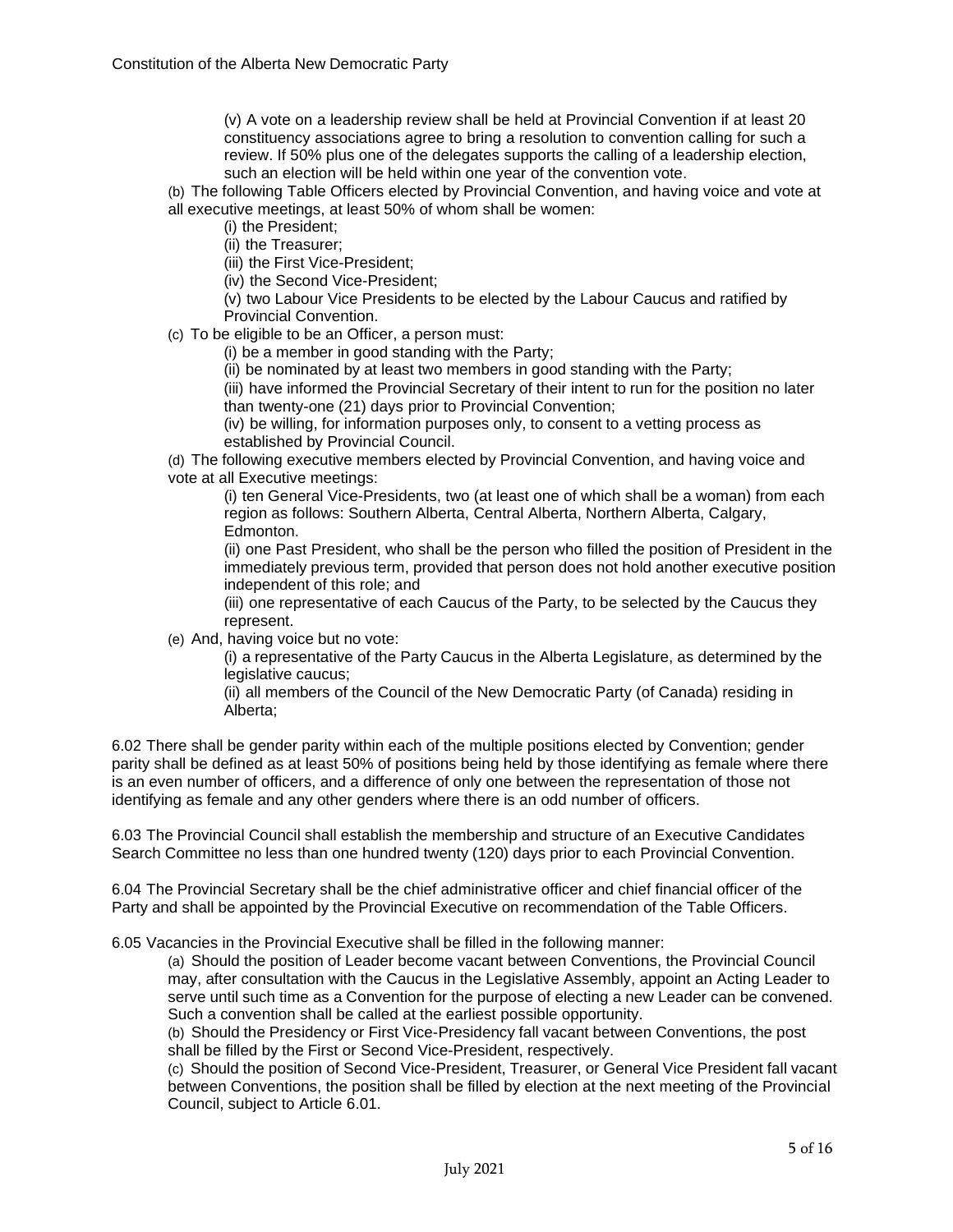(v) A vote on a leadership review shall be held at Provincial Convention if at least 20 constituency associations agree to bring a resolution to convention calling for such a review. If 50% plus one of the delegates supports the calling of a leadership election, such an election will be held within one year of the convention vote.

(b) The following Table Officers elected by Provincial Convention, and having voice and vote at all executive meetings, at least 50% of whom shall be women:

(i) the President;
(ii) the Treasurer;
(iii) the First Vice-President;
(iv) the Second Vice-President;
(v) two Labour Vice Presidents to be elected by the Labour Caucus and ratified by Provincial Convention.

(c) To be eligible to be an Officer, a person must:

(i) be a member in good standing with the Party;
(ii) be nominated by at least two members in good standing with the Party;
(iii) have informed the Provincial Secretary of their intent to run for the position no later than twenty-one (21) days prior to Provincial Convention;
(iv) be willing, for information purposes only, to consent to a vetting process as established by Provincial Council.

(d) The following executive members elected by Provincial Convention, and having voice and vote at all Executive meetings:

(i) ten General Vice-Presidents, two (at least one of which shall be a woman) from each region as follows: Southern Alberta, Central Alberta, Northern Alberta, Calgary, Edmonton.
(ii) one Past President, who shall be the person who filled the position of President in the immediately previous term, provided that person does not hold another executive position independent of this role; and
(iii) one representative of each Caucus of the Party, to be selected by the Caucus they represent.

(e) And, having voice but no vote:

(i) a representative of the Party Caucus in the Alberta Legislature, as determined by the legislative caucus;
(ii) all members of the Council of the New Democratic Party (of Canada) residing in Alberta;

6.02 There shall be gender parity within each of the multiple positions elected by Convention; gender parity shall be defined as at least 50% of positions being held by those identifying as female where there is an even number of officers, and a difference of only one between the representation of those not identifying as female and any other genders where there is an odd number of officers.

6.03 The Provincial Council shall establish the membership and structure of an Executive Candidates Search Committee no less than one hundred twenty (120) days prior to each Provincial Convention.

6.04 The Provincial Secretary shall be the chief administrative officer and chief financial officer of the Party and shall be appointed by the Provincial Executive on recommendation of the Table Officers.

6.05 Vacancies in the Provincial Executive shall be filled in the following manner:

(a) Should the position of Leader become vacant between Conventions, the Provincial Council may, after consultation with the Caucus in the Legislative Assembly, appoint an Acting Leader to serve until such time as a Convention for the purpose of electing a new Leader can be convened. Such a convention shall be called at the earliest possible opportunity.

(b) Should the Presidency or First Vice-Presidency fall vacant between Conventions, the post shall be filled by the First or Second Vice-President, respectively.

(c) Should the position of Second Vice-President, Treasurer, or General Vice President fall vacant between Conventions, the position shall be filled by election at the next meeting of the Provincial Council, subject to Article 6.01.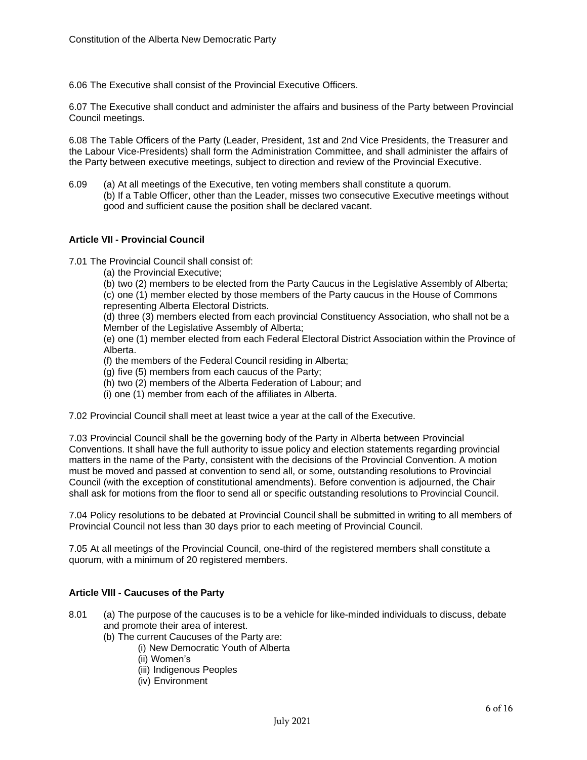6.06 The Executive shall consist of the Provincial Executive Officers.

6.07 The Executive shall conduct and administer the affairs and business of the Party between Provincial Council meetings.

6.08 The Table Officers of the Party (Leader, President, 1st and 2nd Vice Presidents, the Treasurer and the Labour Vice-Presidents) shall form the Administration Committee, and shall administer the affairs of the Party between executive meetings, subject to direction and review of the Provincial Executive.

6.09 (a) At all meetings of the Executive, ten voting members shall constitute a quorum.
(b) If a Table Officer, other than the Leader, misses two consecutive Executive meetings without good and sufficient cause the position shall be declared vacant.

### Article VII - Provincial Council

7.01 The Provincial Council shall consist of:

- (a) the Provincial Executive;
- (b) two (2) members to be elected from the Party Caucus in the Legislative Assembly of Alberta;
- (c) one (1) member elected by those members of the Party caucus in the House of Commons representing Alberta Electoral Districts.
- (d) three (3) members elected from each provincial Constituency Association, who shall not be a Member of the Legislative Assembly of Alberta;
- (e) one (1) member elected from each Federal Electoral District Association within the Province of Alberta.
- (f) the members of the Federal Council residing in Alberta;
- (g) five (5) members from each caucus of the Party;
- (h) two (2) members of the Alberta Federation of Labour; and
- (i) one (1) member from each of the affiliates in Alberta.

7.02 Provincial Council shall meet at least twice a year at the call of the Executive.

7.03 Provincial Council shall be the governing body of the Party in Alberta between Provincial Conventions. It shall have the full authority to issue policy and election statements regarding provincial matters in the name of the Party, consistent with the decisions of the Provincial Convention. A motion must be moved and passed at convention to send all, or some, outstanding resolutions to Provincial Council (with the exception of constitutional amendments). Before convention is adjourned, the Chair shall ask for motions from the floor to send all or specific outstanding resolutions to Provincial Council.

7.04 Policy resolutions to be debated at Provincial Council shall be submitted in writing to all members of Provincial Council not less than 30 days prior to each meeting of Provincial Council.

7.05 At all meetings of the Provincial Council, one-third of the registered members shall constitute a quorum, with a minimum of 20 registered members.

### Article VIII - Caucuses of the Party

8.01 (a) The purpose of the caucuses is to be a vehicle for like-minded individuals to discuss, debate and promote their area of interest.
(b) The current Caucuses of the Party are:
   - (i) New Democratic Youth of Alberta
   - (ii) Women's
   - (iii) Indigenous Peoples
   - (iv) Environment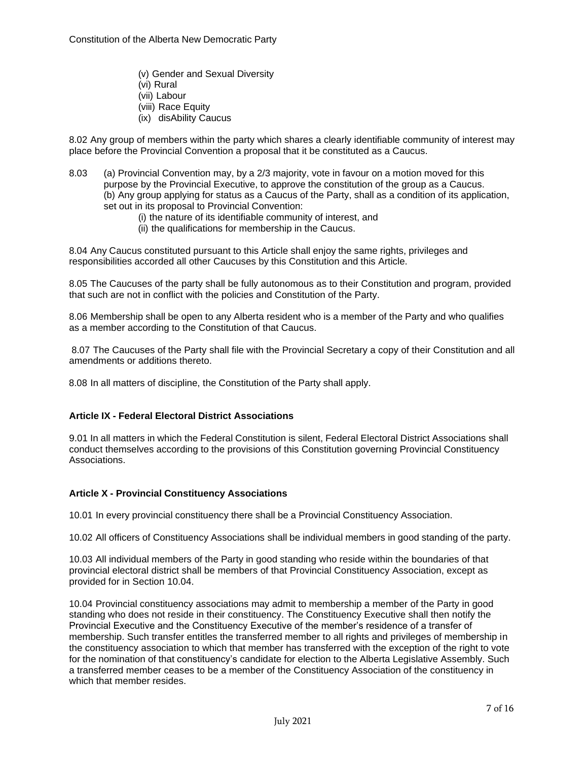(v) Gender and Sexual Diversity
(vi) Rural
(vii) Labour
(viii) Race Equity
(ix) disAbility Caucus

8.02 Any group of members within the party which shares a clearly identifiable community of interest may place before the Provincial Convention a proposal that it be constituted as a Caucus.

8.03 (a) Provincial Convention may, by a 2/3 majority, vote in favour on a motion moved for this purpose by the Provincial Executive, to approve the constitution of the group as a Caucus.
(b) Any group applying for status as a Caucus of the Party, shall as a condition of its application, set out in its proposal to Provincial Convention:
(i) the nature of its identifiable community of interest, and
(ii) the qualifications for membership in the Caucus.

8.04 Any Caucus constituted pursuant to this Article shall enjoy the same rights, privileges and responsibilities accorded all other Caucuses by this Constitution and this Article.

8.05 The Caucuses of the party shall be fully autonomous as to their Constitution and program, provided that such are not in conflict with the policies and Constitution of the Party.

8.06 Membership shall be open to any Alberta resident who is a member of the Party and who qualifies as a member according to the Constitution of that Caucus.

8.07 The Caucuses of the Party shall file with the Provincial Secretary a copy of their Constitution and all amendments or additions thereto.

8.08 In all matters of discipline, the Constitution of the Party shall apply.

### Article IX - Federal Electoral District Associations

9.01 In all matters in which the Federal Constitution is silent, Federal Electoral District Associations shall conduct themselves according to the provisions of this Constitution governing Provincial Constituency Associations.

### Article X - Provincial Constituency Associations

10.01 In every provincial constituency there shall be a Provincial Constituency Association.

10.02 All officers of Constituency Associations shall be individual members in good standing of the party.

10.03 All individual members of the Party in good standing who reside within the boundaries of that provincial electoral district shall be members of that Provincial Constituency Association, except as provided for in Section 10.04.

10.04 Provincial constituency associations may admit to membership a member of the Party in good standing who does not reside in their constituency. The Constituency Executive shall then notify the Provincial Executive and the Constituency Executive of the member's residence of a transfer of membership. Such transfer entitles the transferred member to all rights and privileges of membership in the constituency association to which that member has transferred with the exception of the right to vote for the nomination of that constituency's candidate for election to the Alberta Legislative Assembly. Such a transferred member ceases to be a member of the Constituency Association of the constituency in which that member resides.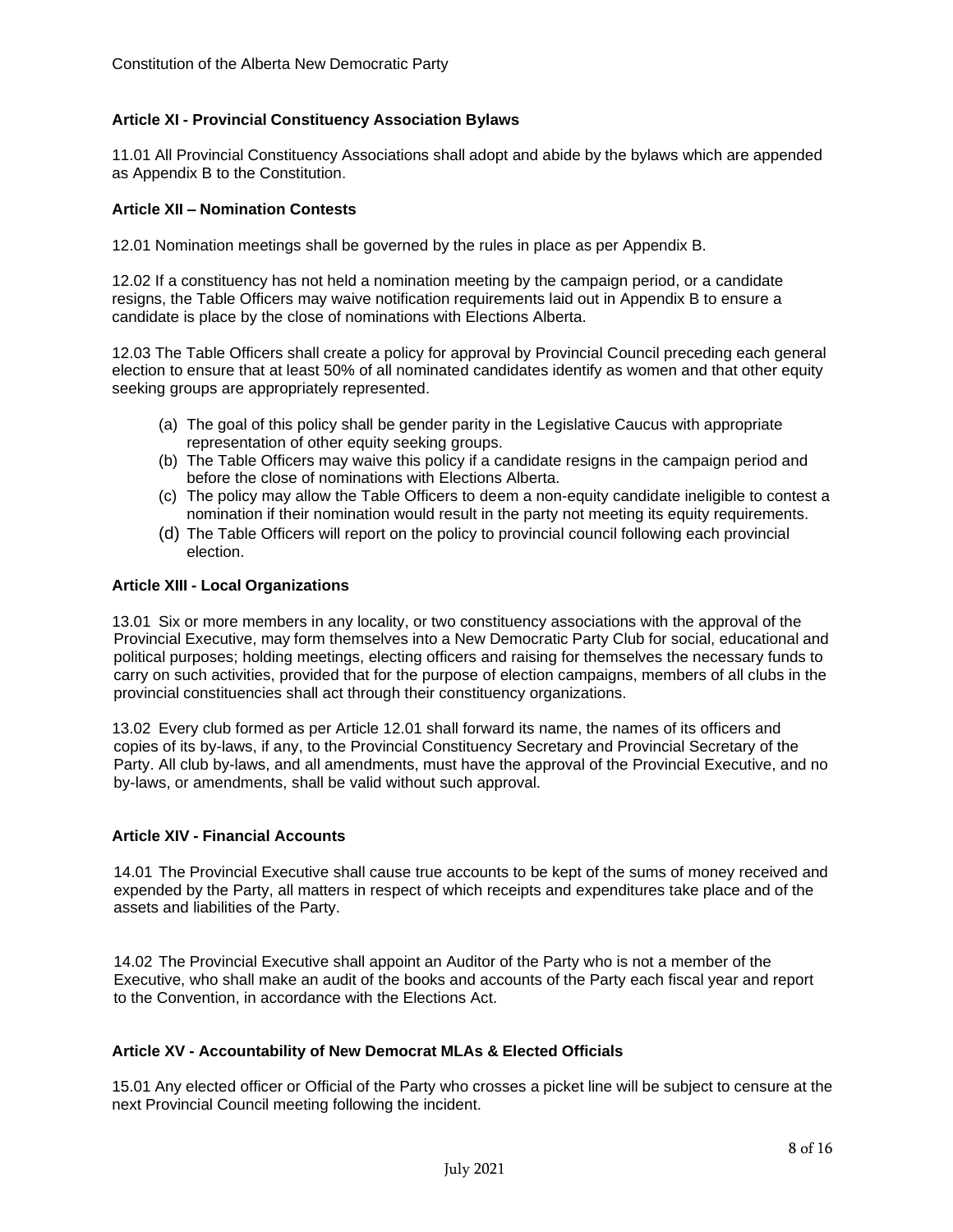### Article XI - Provincial Constituency Association Bylaws

11.01 All Provincial Constituency Associations shall adopt and abide by the bylaws which are appended as Appendix B to the Constitution.

### Article XII – Nomination Contests

12.01 Nomination meetings shall be governed by the rules in place as per Appendix B.

12.02 If a constituency has not held a nomination meeting by the campaign period, or a candidate resigns, the Table Officers may waive notification requirements laid out in Appendix B to ensure a candidate is place by the close of nominations with Elections Alberta.

12.03 The Table Officers shall create a policy for approval by Provincial Council preceding each general election to ensure that at least 50% of all nominated candidates identify as women and that other equity seeking groups are appropriately represented.

(a) The goal of this policy shall be gender parity in the Legislative Caucus with appropriate representation of other equity seeking groups.
(b) The Table Officers may waive this policy if a candidate resigns in the campaign period and before the close of nominations with Elections Alberta.
(c) The policy may allow the Table Officers to deem a non-equity candidate ineligible to contest a nomination if their nomination would result in the party not meeting its equity requirements.
(d) The Table Officers will report on the policy to provincial council following each provincial election.

### Article XIII - Local Organizations

13.01 Six or more members in any locality, or two constituency associations with the approval of the Provincial Executive, may form themselves into a New Democratic Party Club for social, educational and political purposes; holding meetings, electing officers and raising for themselves the necessary funds to carry on such activities, provided that for the purpose of election campaigns, members of all clubs in the provincial constituencies shall act through their constituency organizations.

13.02 Every club formed as per Article 12.01 shall forward its name, the names of its officers and copies of its by-laws, if any, to the Provincial Constituency Secretary and Provincial Secretary of the Party. All club by-laws, and all amendments, must have the approval of the Provincial Executive, and no by-laws, or amendments, shall be valid without such approval.

### Article XIV - Financial Accounts

14.01 The Provincial Executive shall cause true accounts to be kept of the sums of money received and expended by the Party, all matters in respect of which receipts and expenditures take place and of the assets and liabilities of the Party.

14.02 The Provincial Executive shall appoint an Auditor of the Party who is not a member of the Executive, who shall make an audit of the books and accounts of the Party each fiscal year and report to the Convention, in accordance with the Elections Act.

### Article XV - Accountability of New Democrat MLAs & Elected Officials

15.01 Any elected officer or Official of the Party who crosses a picket line will be subject to censure at the next Provincial Council meeting following the incident.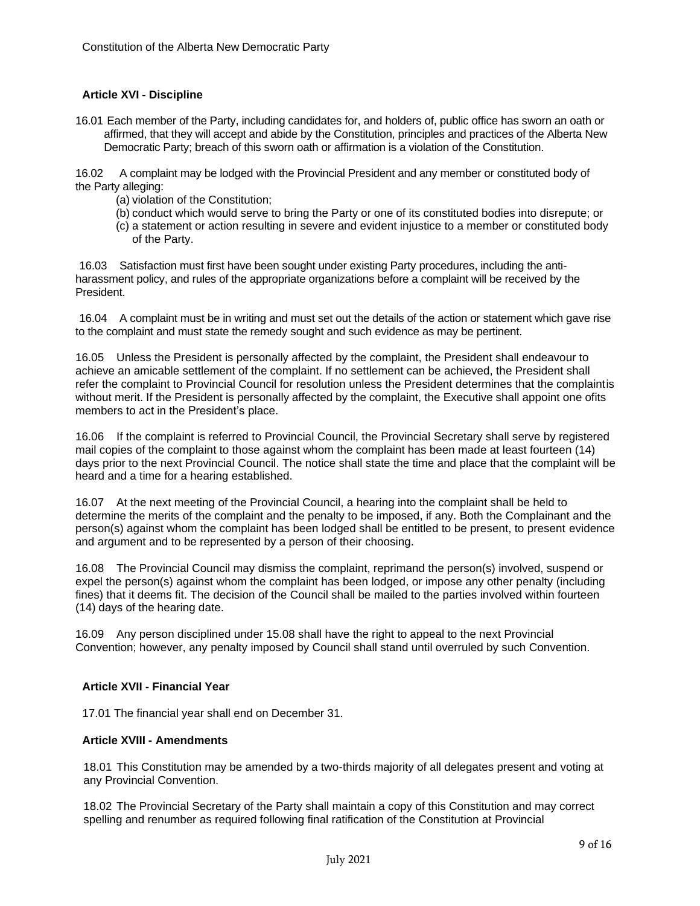## Article XVI - Discipline

16.01 Each member of the Party, including candidates for, and holders of, public office has sworn an oath or affirmed, that they will accept and abide by the Constitution, principles and practices of the Alberta New Democratic Party; breach of this sworn oath or affirmation is a violation of the Constitution.

16.02 A complaint may be lodged with the Provincial President and any member or constituted body of the Party alleging:

(a) violation of the Constitution;

(b) conduct which would serve to bring the Party or one of its constituted bodies into disrepute; or

(c) a statement or action resulting in severe and evident injustice to a member or constituted body of the Party.

16.03 Satisfaction must first have been sought under existing Party procedures, including the anti-harassment policy, and rules of the appropriate organizations before a complaint will be received by the President.

16.04 A complaint must be in writing and must set out the details of the action or statement which gave rise to the complaint and must state the remedy sought and such evidence as may be pertinent.

16.05 Unless the President is personally affected by the complaint, the President shall endeavour to achieve an amicable settlement of the complaint. If no settlement can be achieved, the President shall refer the complaint to Provincial Council for resolution unless the President determines that the complaintis without merit. If the President is personally affected by the complaint, the Executive shall appoint one ofits members to act in the President's place.

16.06 If the complaint is referred to Provincial Council, the Provincial Secretary shall serve by registered mail copies of the complaint to those against whom the complaint has been made at least fourteen (14) days prior to the next Provincial Council. The notice shall state the time and place that the complaint will be heard and a time for a hearing established.

16.07 At the next meeting of the Provincial Council, a hearing into the complaint shall be held to determine the merits of the complaint and the penalty to be imposed, if any. Both the Complainant and the person(s) against whom the complaint has been lodged shall be entitled to be present, to present evidence and argument and to be represented by a person of their choosing.

16.08 The Provincial Council may dismiss the complaint, reprimand the person(s) involved, suspend or expel the person(s) against whom the complaint has been lodged, or impose any other penalty (including fines) that it deems fit. The decision of the Council shall be mailed to the parties involved within fourteen (14) days of the hearing date.

16.09 Any person disciplined under 15.08 shall have the right to appeal to the next Provincial Convention; however, any penalty imposed by Council shall stand until overruled by such Convention.

## Article XVII - Financial Year

17.01 The financial year shall end on December 31.

## Article XVIII - Amendments

18.01 This Constitution may be amended by a two-thirds majority of all delegates present and voting at any Provincial Convention.

18.02 The Provincial Secretary of the Party shall maintain a copy of this Constitution and may correct spelling and renumber as required following final ratification of the Constitution at Provincial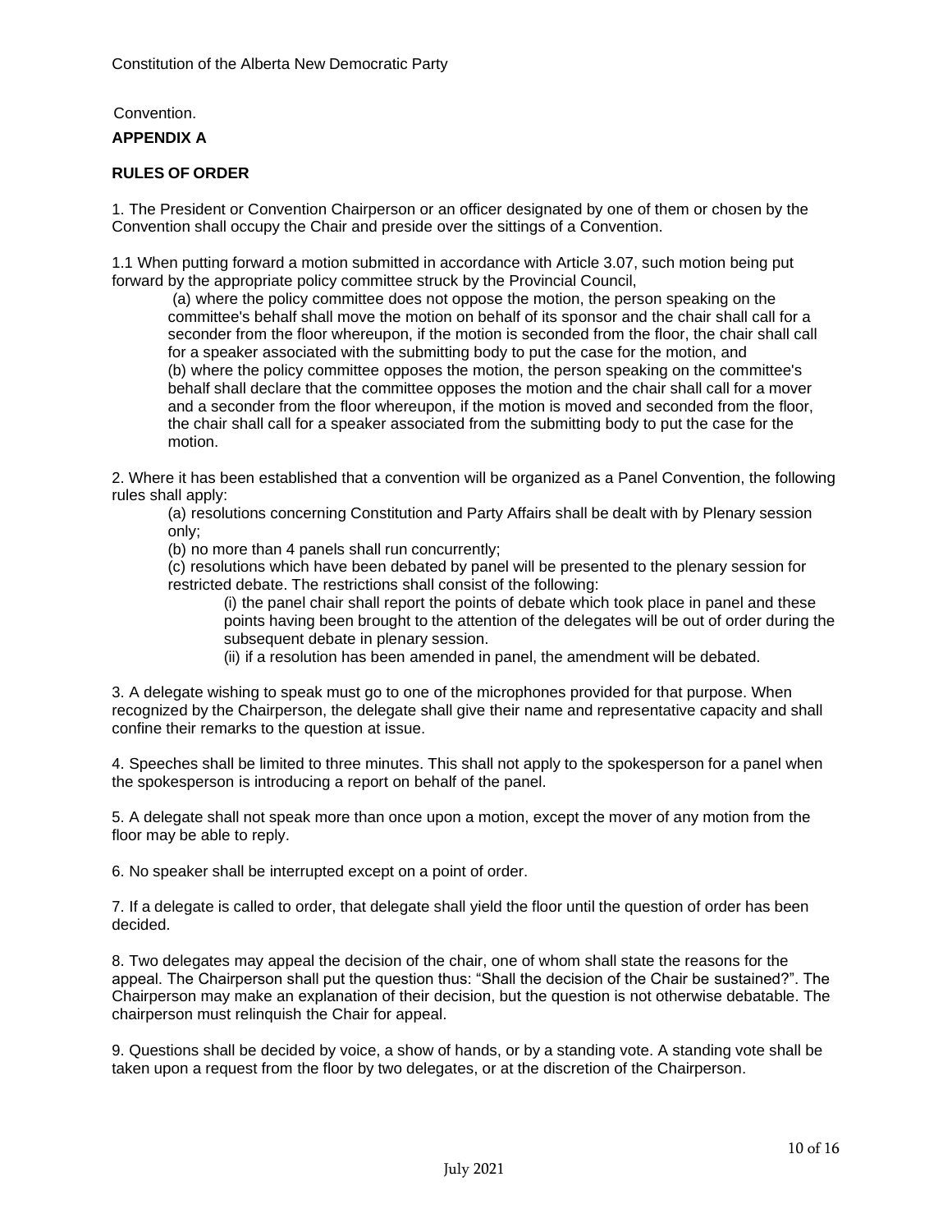Convention.

**APPENDIX A**

**RULES OF ORDER**

1. The President or Convention Chairperson or an officer designated by one of them or chosen by the Convention shall occupy the Chair and preside over the sittings of a Convention.

1.1 When putting forward a motion submitted in accordance with Article 3.07, such motion being put forward by the appropriate policy committee struck by the Provincial Council,

(a) where the policy committee does not oppose the motion, the person speaking on the committee's behalf shall move the motion on behalf of its sponsor and the chair shall call for a seconder from the floor whereupon, if the motion is seconded from the floor, the chair shall call for a speaker associated with the submitting body to put the case for the motion, and

(b) where the policy committee opposes the motion, the person speaking on the committee's behalf shall declare that the committee opposes the motion and the chair shall call for a mover and a seconder from the floor whereupon, if the motion is moved and seconded from the floor, the chair shall call for a speaker associated from the submitting body to put the case for the motion.

2. Where it has been established that a convention will be organized as a Panel Convention, the following rules shall apply:

(a) resolutions concerning Constitution and Party Affairs shall be dealt with by Plenary session only;

(b) no more than 4 panels shall run concurrently;

(c) resolutions which have been debated by panel will be presented to the plenary session for restricted debate. The restrictions shall consist of the following:

(i) the panel chair shall report the points of debate which took place in panel and these points having been brought to the attention of the delegates will be out of order during the subsequent debate in plenary session.

(ii) if a resolution has been amended in panel, the amendment will be debated.

3. A delegate wishing to speak must go to one of the microphones provided for that purpose. When recognized by the Chairperson, the delegate shall give their name and representative capacity and shall confine their remarks to the question at issue.

4. Speeches shall be limited to three minutes. This shall not apply to the spokesperson for a panel when the spokesperson is introducing a report on behalf of the panel.

5. A delegate shall not speak more than once upon a motion, except the mover of any motion from the floor may be able to reply.

6. No speaker shall be interrupted except on a point of order.

7. If a delegate is called to order, that delegate shall yield the floor until the question of order has been decided.

8. Two delegates may appeal the decision of the chair, one of whom shall state the reasons for the appeal. The Chairperson shall put the question thus: "Shall the decision of the Chair be sustained?". The Chairperson may make an explanation of their decision, but the question is not otherwise debatable. The chairperson must relinquish the Chair for appeal.

9. Questions shall be decided by voice, a show of hands, or by a standing vote. A standing vote shall be taken upon a request from the floor by two delegates, or at the discretion of the Chairperson.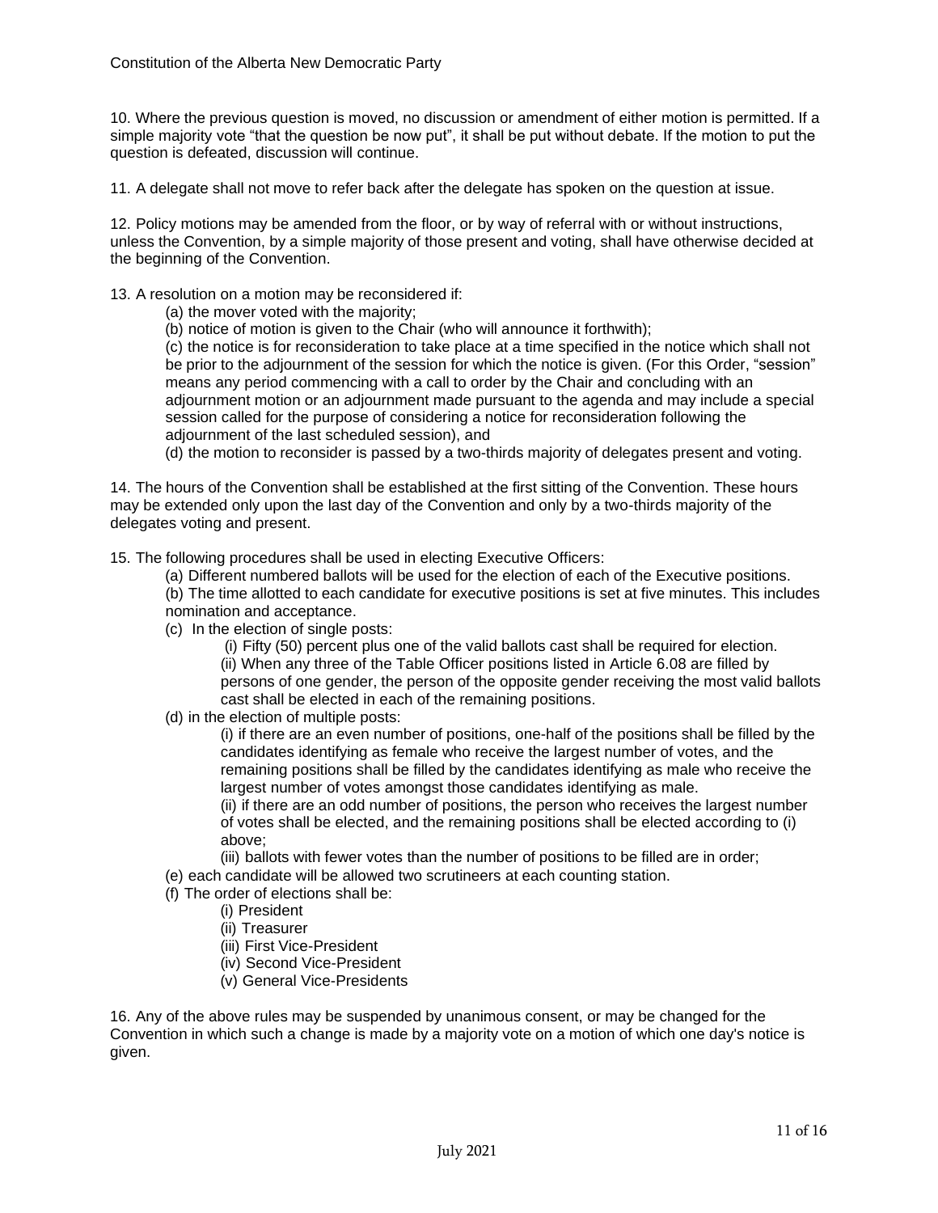10. Where the previous question is moved, no discussion or amendment of either motion is permitted. If a simple majority vote "that the question be now put", it shall be put without debate. If the motion to put the question is defeated, discussion will continue.

11. A delegate shall not move to refer back after the delegate has spoken on the question at issue.

12. Policy motions may be amended from the floor, or by way of referral with or without instructions, unless the Convention, by a simple majority of those present and voting, shall have otherwise decided at the beginning of the Convention.

13. A resolution on a motion may be reconsidered if:

(a) the mover voted with the majority;

(b) notice of motion is given to the Chair (who will announce it forthwith);

(c) the notice is for reconsideration to take place at a time specified in the notice which shall not be prior to the adjournment of the session for which the notice is given. (For this Order, "session" means any period commencing with a call to order by the Chair and concluding with an adjournment motion or an adjournment made pursuant to the agenda and may include a special session called for the purpose of considering a notice for reconsideration following the adjournment of the last scheduled session), and

(d) the motion to reconsider is passed by a two-thirds majority of delegates present and voting.

14. The hours of the Convention shall be established at the first sitting of the Convention. These hours may be extended only upon the last day of the Convention and only by a two-thirds majority of the delegates voting and present.

15. The following procedures shall be used in electing Executive Officers:

(a) Different numbered ballots will be used for the election of each of the Executive positions.

(b) The time allotted to each candidate for executive positions is set at five minutes. This includes nomination and acceptance.

(c) In the election of single posts:

(i) Fifty (50) percent plus one of the valid ballots cast shall be required for election.

(ii) When any three of the Table Officer positions listed in Article 6.08 are filled by persons of one gender, the person of the opposite gender receiving the most valid ballots cast shall be elected in each of the remaining positions.

(d) in the election of multiple posts:

(i) if there are an even number of positions, one-half of the positions shall be filled by the candidates identifying as female who receive the largest number of votes, and the remaining positions shall be filled by the candidates identifying as male who receive the largest number of votes amongst those candidates identifying as male.

(ii) if there are an odd number of positions, the person who receives the largest number of votes shall be elected, and the remaining positions shall be elected according to (i) above;

(iii) ballots with fewer votes than the number of positions to be filled are in order;

(e) each candidate will be allowed two scrutineers at each counting station.

(f) The order of elections shall be:

(i) President

(ii) Treasurer

(iii) First Vice-President

(iv) Second Vice-President

(v) General Vice-Presidents

16. Any of the above rules may be suspended by unanimous consent, or may be changed for the Convention in which such a change is made by a majority vote on a motion of which one day's notice is given.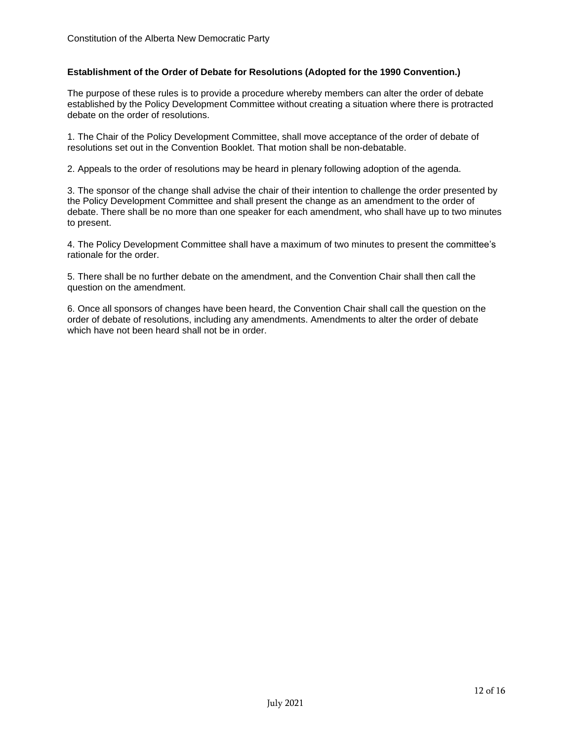**Establishment of the Order of Debate for Resolutions (Adopted for the 1990 Convention.)**

The purpose of these rules is to provide a procedure whereby members can alter the order of debate established by the Policy Development Committee without creating a situation where there is protracted debate on the order of resolutions.

1. The Chair of the Policy Development Committee, shall move acceptance of the order of debate of resolutions set out in the Convention Booklet. That motion shall be non-debatable.

2. Appeals to the order of resolutions may be heard in plenary following adoption of the agenda.

3. The sponsor of the change shall advise the chair of their intention to challenge the order presented by the Policy Development Committee and shall present the change as an amendment to the order of debate. There shall be no more than one speaker for each amendment, who shall have up to two minutes to present.

4. The Policy Development Committee shall have a maximum of two minutes to present the committee's rationale for the order.

5. There shall be no further debate on the amendment, and the Convention Chair shall then call the question on the amendment.

6. Once all sponsors of changes have been heard, the Convention Chair shall call the question on the order of debate of resolutions, including any amendments. Amendments to alter the order of debate which have not been heard shall not be in order.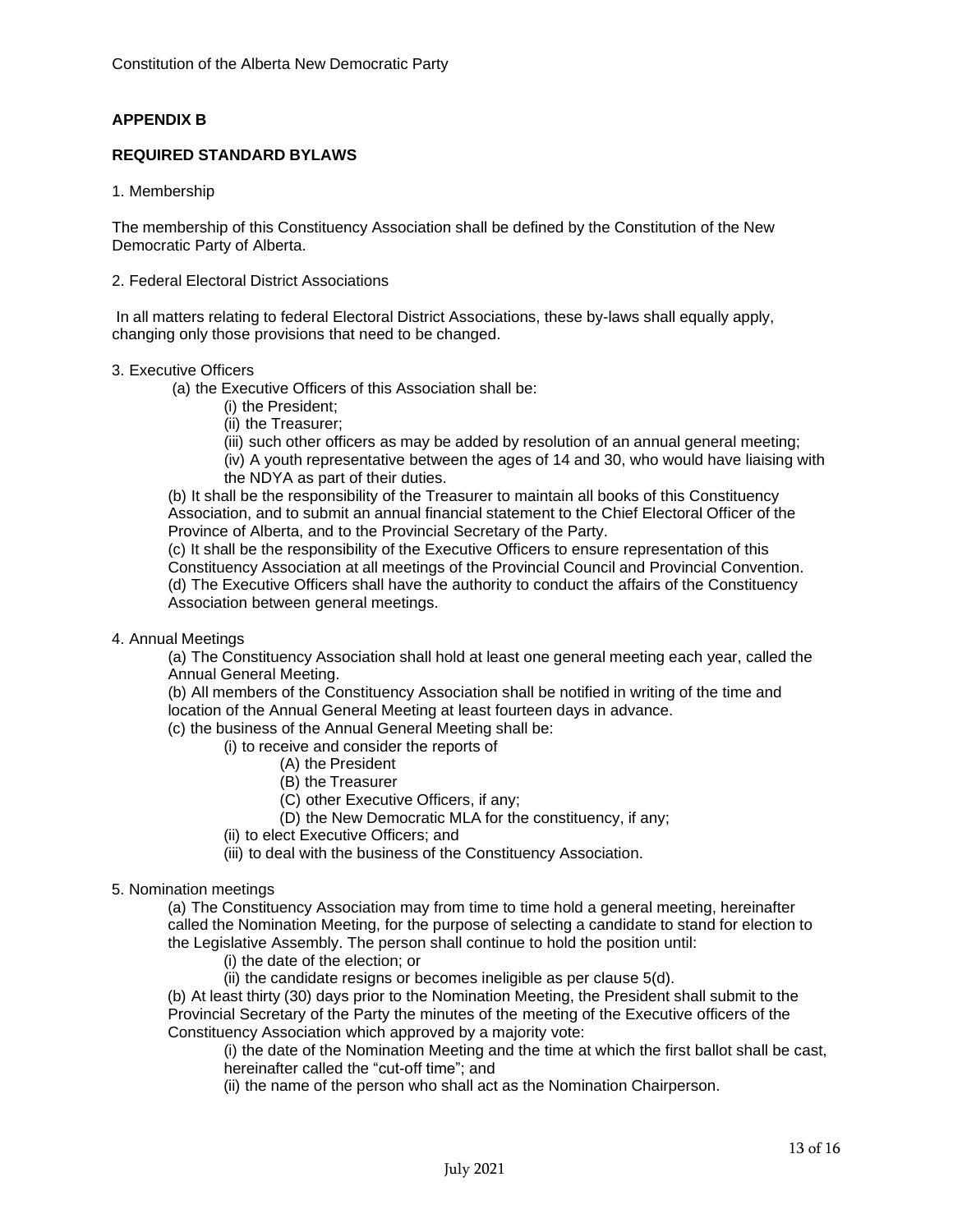## APPENDIX B

## REQUIRED STANDARD BYLAWS

1. Membership

The membership of this Constituency Association shall be defined by the Constitution of the New Democratic Party of Alberta.

2. Federal Electoral District Associations

In all matters relating to federal Electoral District Associations, these by-laws shall equally apply, changing only those provisions that need to be changed.

3. Executive Officers

(a) the Executive Officers of this Association shall be:

(i) the President;

(ii) the Treasurer;

(iii) such other officers as may be added by resolution of an annual general meeting;

(iv) A youth representative between the ages of 14 and 30, who would have liaising with the NDYA as part of their duties.

(b) It shall be the responsibility of the Treasurer to maintain all books of this Constituency Association, and to submit an annual financial statement to the Chief Electoral Officer of the Province of Alberta, and to the Provincial Secretary of the Party.

(c) It shall be the responsibility of the Executive Officers to ensure representation of this Constituency Association at all meetings of the Provincial Council and Provincial Convention.

(d) The Executive Officers shall have the authority to conduct the affairs of the Constituency Association between general meetings.

4. Annual Meetings

(a) The Constituency Association shall hold at least one general meeting each year, called the Annual General Meeting.

(b) All members of the Constituency Association shall be notified in writing of the time and location of the Annual General Meeting at least fourteen days in advance.

(c) the business of the Annual General Meeting shall be:

(i) to receive and consider the reports of

(A) the President

(B) the Treasurer

(C) other Executive Officers, if any;

(D) the New Democratic MLA for the constituency, if any;

(ii) to elect Executive Officers; and

(iii) to deal with the business of the Constituency Association.

5. Nomination meetings

(a) The Constituency Association may from time to time hold a general meeting, hereinafter called the Nomination Meeting, for the purpose of selecting a candidate to stand for election to the Legislative Assembly. The person shall continue to hold the position until:

(i) the date of the election; or

(ii) the candidate resigns or becomes ineligible as per clause 5(d).

(b) At least thirty (30) days prior to the Nomination Meeting, the President shall submit to the Provincial Secretary of the Party the minutes of the meeting of the Executive officers of the Constituency Association which approved by a majority vote:

(i) the date of the Nomination Meeting and the time at which the first ballot shall be cast, hereinafter called the "cut-off time"; and

(ii) the name of the person who shall act as the Nomination Chairperson.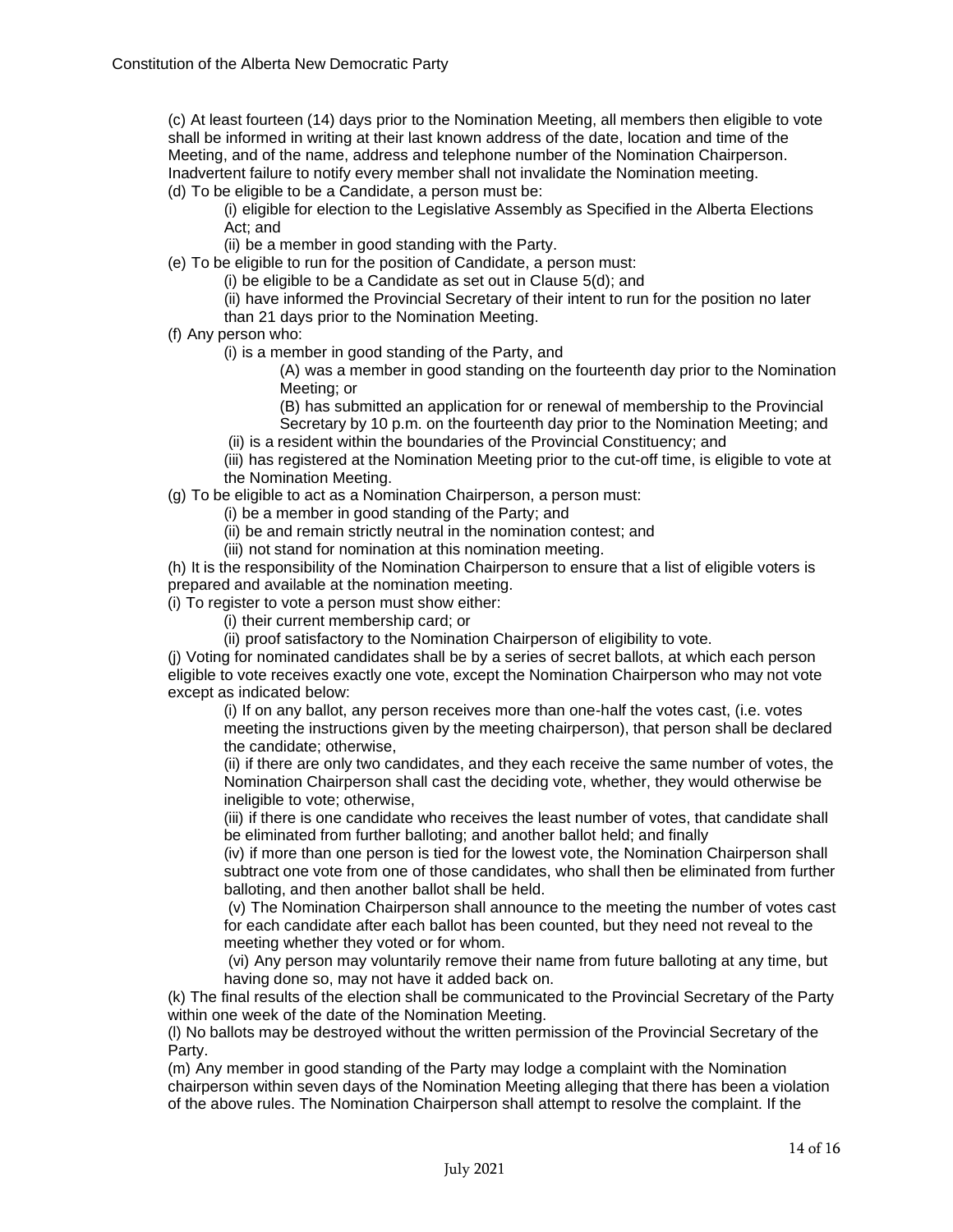(c) At least fourteen (14) days prior to the Nomination Meeting, all members then eligible to vote shall be informed in writing at their last known address of the date, location and time of the Meeting, and of the name, address and telephone number of the Nomination Chairperson. Inadvertent failure to notify every member shall not invalidate the Nomination meeting.

(d) To be eligible to be a Candidate, a person must be:

- (i) eligible for election to the Legislative Assembly as Specified in the Alberta Elections Act; and
- (ii) be a member in good standing with the Party.

(e) To be eligible to run for the position of Candidate, a person must:

- (i) be eligible to be a Candidate as set out in Clause 5(d); and
- (ii) have informed the Provincial Secretary of their intent to run for the position no later than 21 days prior to the Nomination Meeting.

(f) Any person who:

- (i) is a member in good standing of the Party, and
  - (A) was a member in good standing on the fourteenth day prior to the Nomination Meeting; or
  - (B) has submitted an application for or renewal of membership to the Provincial Secretary by 10 p.m. on the fourteenth day prior to the Nomination Meeting; and
- (ii) is a resident within the boundaries of the Provincial Constituency; and
- (iii) has registered at the Nomination Meeting prior to the cut-off time, is eligible to vote at the Nomination Meeting.

(g) To be eligible to act as a Nomination Chairperson, a person must:

- (i) be a member in good standing of the Party; and
- (ii) be and remain strictly neutral in the nomination contest; and
- (iii) not stand for nomination at this nomination meeting.

(h) It is the responsibility of the Nomination Chairperson to ensure that a list of eligible voters is prepared and available at the nomination meeting.

(i) To register to vote a person must show either:

- (i) their current membership card; or
- (ii) proof satisfactory to the Nomination Chairperson of eligibility to vote.

(j) Voting for nominated candidates shall be by a series of secret ballots, at which each person eligible to vote receives exactly one vote, except the Nomination Chairperson who may not vote except as indicated below:

- (i) If on any ballot, any person receives more than one-half the votes cast, (i.e. votes meeting the instructions given by the meeting chairperson), that person shall be declared the candidate; otherwise,
- (ii) if there are only two candidates, and they each receive the same number of votes, the Nomination Chairperson shall cast the deciding vote, whether, they would otherwise be ineligible to vote; otherwise,
- (iii) if there is one candidate who receives the least number of votes, that candidate shall be eliminated from further balloting; and another ballot held; and finally
- (iv) if more than one person is tied for the lowest vote, the Nomination Chairperson shall subtract one vote from one of those candidates, who shall then be eliminated from further balloting, and then another ballot shall be held.
- (v) The Nomination Chairperson shall announce to the meeting the number of votes cast for each candidate after each ballot has been counted, but they need not reveal to the meeting whether they voted or for whom.
- (vi) Any person may voluntarily remove their name from future balloting at any time, but having done so, may not have it added back on.

(k) The final results of the election shall be communicated to the Provincial Secretary of the Party within one week of the date of the Nomination Meeting.

(l) No ballots may be destroyed without the written permission of the Provincial Secretary of the Party.

(m) Any member in good standing of the Party may lodge a complaint with the Nomination chairperson within seven days of the Nomination Meeting alleging that there has been a violation of the above rules. The Nomination Chairperson shall attempt to resolve the complaint. If the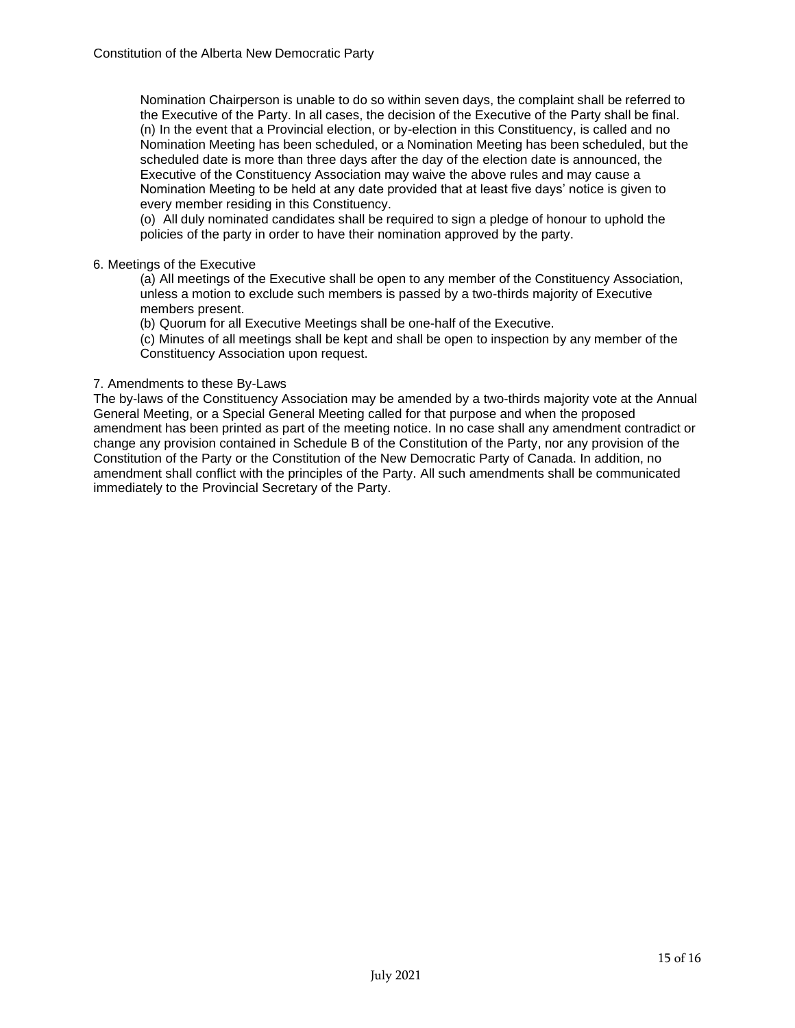Nomination Chairperson is unable to do so within seven days, the complaint shall be referred to the Executive of the Party. In all cases, the decision of the Executive of the Party shall be final.

(n) In the event that a Provincial election, or by-election in this Constituency, is called and no Nomination Meeting has been scheduled, or a Nomination Meeting has been scheduled, but the scheduled date is more than three days after the day of the election date is announced, the Executive of the Constituency Association may waive the above rules and may cause a Nomination Meeting to be held at any date provided that at least five days' notice is given to every member residing in this Constituency.

(o) All duly nominated candidates shall be required to sign a pledge of honour to uphold the policies of the party in order to have their nomination approved by the party.

6. Meetings of the Executive

(a) All meetings of the Executive shall be open to any member of the Constituency Association, unless a motion to exclude such members is passed by a two-thirds majority of Executive members present.

(b) Quorum for all Executive Meetings shall be one-half of the Executive.

(c) Minutes of all meetings shall be kept and shall be open to inspection by any member of the Constituency Association upon request.

7. Amendments to these By-Laws

The by-laws of the Constituency Association may be amended by a two-thirds majority vote at the Annual General Meeting, or a Special General Meeting called for that purpose and when the proposed amendment has been printed as part of the meeting notice. In no case shall any amendment contradict or change any provision contained in Schedule B of the Constitution of the Party, nor any provision of the Constitution of the Party or the Constitution of the New Democratic Party of Canada. In addition, no amendment shall conflict with the principles of the Party. All such amendments shall be communicated immediately to the Provincial Secretary of the Party.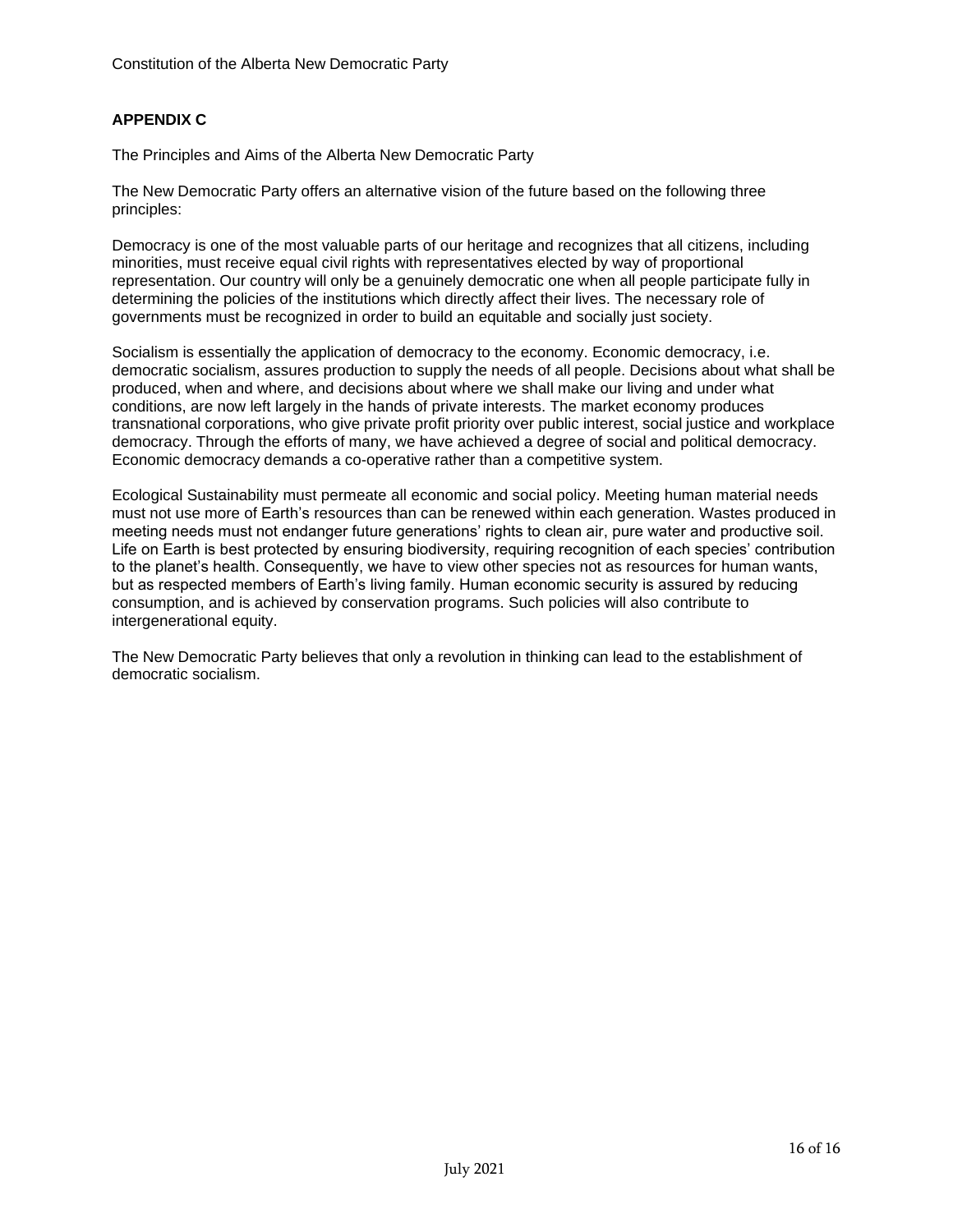## APPENDIX C

The Principles and Aims of the Alberta New Democratic Party

The New Democratic Party offers an alternative vision of the future based on the following three principles:

Democracy is one of the most valuable parts of our heritage and recognizes that all citizens, including minorities, must receive equal civil rights with representatives elected by way of proportional representation. Our country will only be a genuinely democratic one when all people participate fully in determining the policies of the institutions which directly affect their lives. The necessary role of governments must be recognized in order to build an equitable and socially just society.

Socialism is essentially the application of democracy to the economy. Economic democracy, i.e. democratic socialism, assures production to supply the needs of all people. Decisions about what shall be produced, when and where, and decisions about where we shall make our living and under what conditions, are now left largely in the hands of private interests. The market economy produces transnational corporations, who give private profit priority over public interest, social justice and workplace democracy. Through the efforts of many, we have achieved a degree of social and political democracy. Economic democracy demands a co-operative rather than a competitive system.

Ecological Sustainability must permeate all economic and social policy. Meeting human material needs must not use more of Earth's resources than can be renewed within each generation. Wastes produced in meeting needs must not endanger future generations' rights to clean air, pure water and productive soil. Life on Earth is best protected by ensuring biodiversity, requiring recognition of each species' contribution to the planet's health. Consequently, we have to view other species not as resources for human wants, but as respected members of Earth's living family. Human economic security is assured by reducing consumption, and is achieved by conservation programs. Such policies will also contribute to intergenerational equity.

The New Democratic Party believes that only a revolution in thinking can lead to the establishment of democratic socialism.